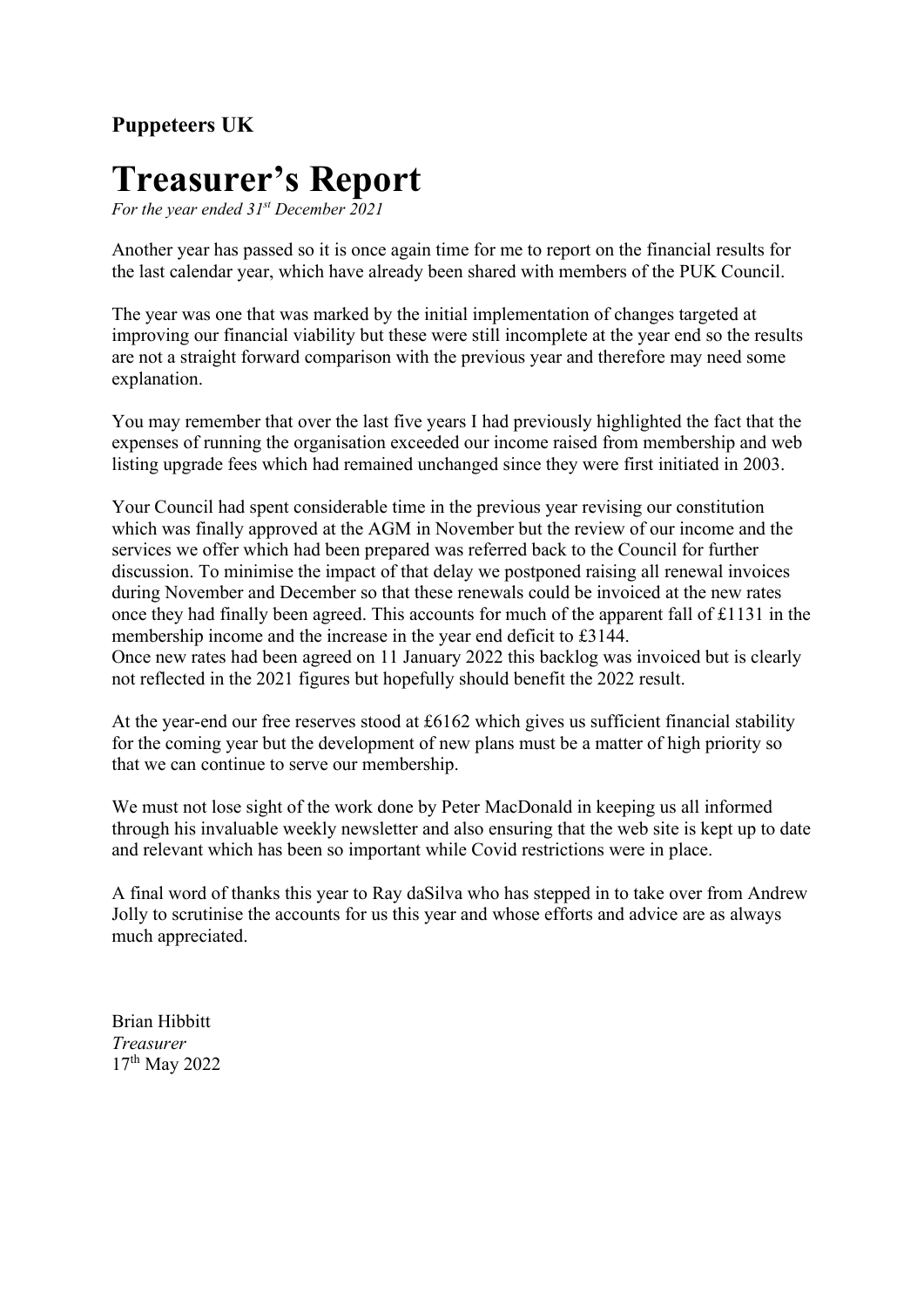**Puppeteers UK**

# Treasurer's Report

*For the year ended 31st December 2021*

Another year has passed so it is once again time for me to report on the financial results for the last calendar year, which have already been shared with members of the PUK Council.

The year was one that was marked by the initial implementation of changes targeted at improving our financial viability but these were still incomplete at the year end so the results are not a straight forward comparison with the previous year and therefore may need some explanation.

You may remember that over the last five years I had previously highlighted the fact that the expenses of running the organisation exceeded our income raised from membership and web listing upgrade fees which had remained unchanged since they were first initiated in 2003.

Your Council had spent considerable time in the previous year revising our constitution which was finally approved at the AGM in November but the review of our income and the services we offer which had been prepared was referred back to the Council for further discussion. To minimise the impact of that delay we postponed raising all renewal invoices during November and December so that these renewals could be invoiced at the new rates once they had finally been agreed. This accounts for much of the apparent fall of £1131 in the membership income and the increase in the year end deficit to £3144.
Once new rates had been agreed on 11 January 2022 this backlog was invoiced but is clearly not reflected in the 2021 figures but hopefully should benefit the 2022 result.

At the year-end our free reserves stood at £6162 which gives us sufficient financial stability for the coming year but the development of new plans must be a matter of high priority so that we can continue to serve our membership.

We must not lose sight of the work done by Peter MacDonald in keeping us all informed through his invaluable weekly newsletter and also ensuring that the web site is kept up to date and relevant which has been so important while Covid restrictions were in place.

A final word of thanks this year to Ray daSilva who has stepped in to take over from Andrew Jolly to scrutinise the accounts for us this year and whose efforts and advice are as always much appreciated.

Brian Hibbitt
*Treasurer*
17th May 2022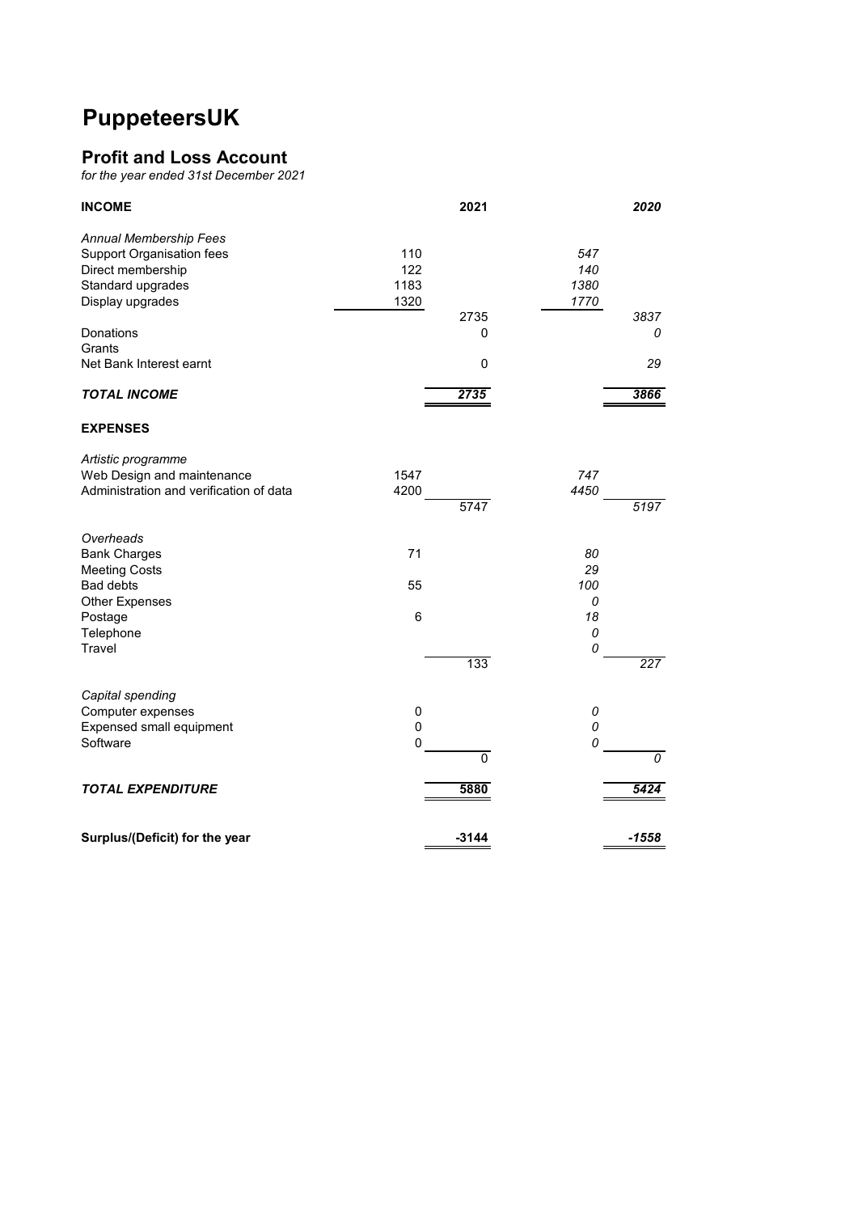# PuppeteersUK

## Profit and Loss Account

*for the year ended 31st December 2021*

| **INCOME** | | **2021** | | ***2020*** |
|---|---|---|---|---|
| *Annual Membership Fees* | | | | |
| Support Organisation fees | 110 | | *547* | |
| Direct membership | 122 | | *140* | |
| Standard upgrades | 1183 | | *1380* | |
| Display upgrades | 1320 | | *1770* | |
| | | 2735 | | *3837* |
| Donations | | 0 | | *0* |
| Grants | | | | |
| Net Bank Interest earnt | | 0 | | *29* |
| ***TOTAL INCOME*** | | ***2735*** | | ***3866*** |
| **EXPENSES** | | | | |
| *Artistic programme* | | | | |
| Web Design and maintenance | 1547 | | *747* | |
| Administration and verification of data | 4200 | | *4450* | |
| | | 5747 | | *5197* |
| *Overheads* | | | | |
| Bank Charges | 71 | | *80* | |
| Meeting Costs | | | *29* | |
| Bad debts | 55 | | *100* | |
| Other Expenses | | | *0* | |
| Postage | 6 | | *18* | |
| Telephone | | | *0* | |
| Travel | | | *0* | |
| | | 133 | | *227* |
| *Capital spending* | | | | |
| Computer expenses | 0 | | *0* | |
| Expensed small equipment | 0 | | *0* | |
| Software | 0 | | *0* | |
| | | 0 | | *0* |
| ***TOTAL EXPENDITURE*** | | **5880** | | ***5424*** |
| **Surplus/(Deficit) for the year** | | **-3144** | | ***-1558*** |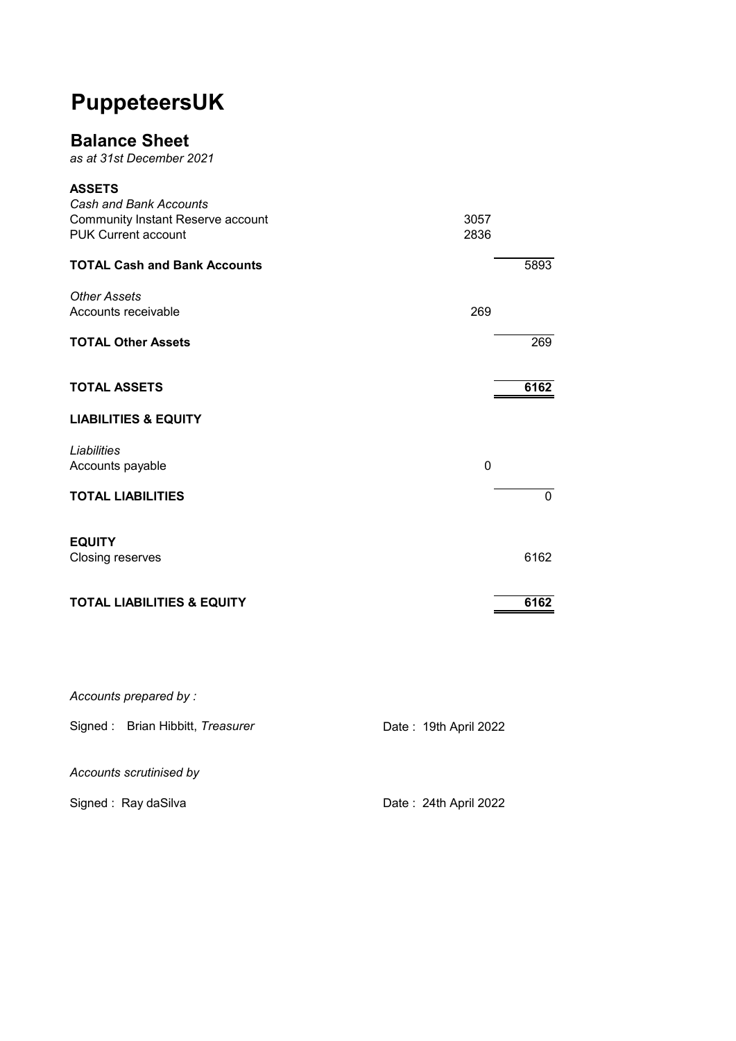# PuppeteersUK

## Balance Sheet

*as at 31st December 2021*

| | | |
|---|---|---|
| **ASSETS** | | |
| *Cash and Bank Accounts* | | |
| Community Instant Reserve account | 3057 | |
| PUK Current account | 2836 | |
| **TOTAL Cash and Bank Accounts** | | 5893 |
| *Other Assets* | | |
| Accounts receivable | 269 | |
| **TOTAL Other Assets** | | 269 |
| **TOTAL ASSETS** | | **6162** |
| **LIABILITIES & EQUITY** | | |
| *Liabilities* | | |
| Accounts payable | 0 | |
| **TOTAL LIABILITIES** | | 0 |
| **EQUITY** | | |
| Closing reserves | | 6162 |
| **TOTAL LIABILITIES & EQUITY** | | **6162** |

*Accounts prepared by :*

Signed : Brian Hibbitt, *Treasurer* — Date : 19th April 2022

*Accounts scrutinised by*

Signed : Ray daSilva — Date : 24th April 2022